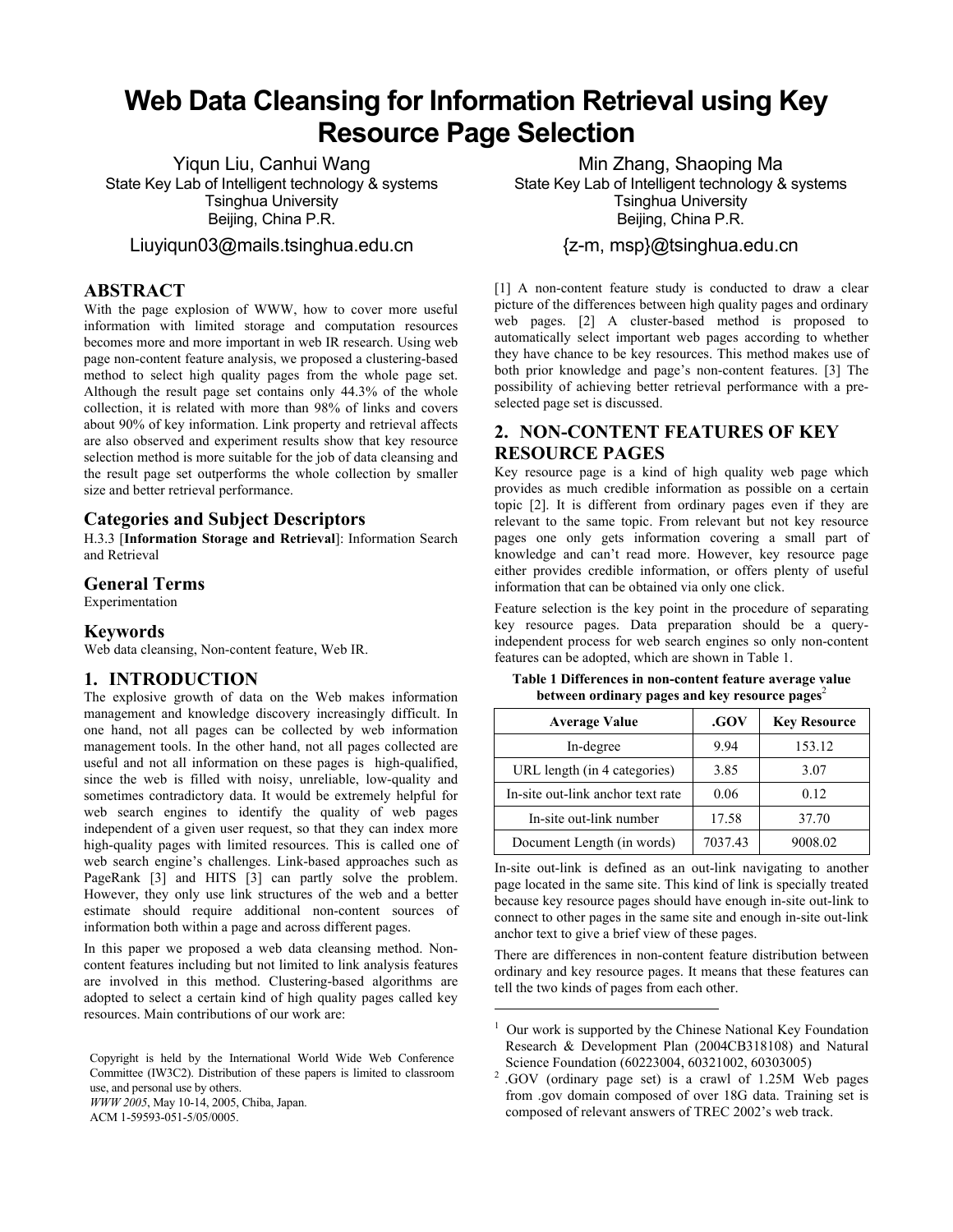# Web Data Cleansing for Information Retrieval using Key Resource Page Selection

Yiqun Liu, Canhui Wang
State Key Lab of Intelligent technology & systems
Tsinghua University
Beijing, China P.R.
Liuyiqun03@mails.tsinghua.edu.cn

Min Zhang, Shaoping Ma
State Key Lab of Intelligent technology & systems
Tsinghua University
Beijing, China P.R.
{z-m, msp}@tsinghua.edu.cn

## ABSTRACT

With the page explosion of WWW, how to cover more useful information with limited storage and computation resources becomes more and more important in web IR research. Using web page non-content feature analysis, we proposed a clustering-based method to select high quality pages from the whole page set. Although the result page set contains only 44.3% of the whole collection, it is related with more than 98% of links and covers about 90% of key information. Link property and retrieval affects are also observed and experiment results show that key resource selection method is more suitable for the job of data cleansing and the result page set outperforms the whole collection by smaller size and better retrieval performance.

### Categories and Subject Descriptors

H.3.3 [**Information Storage and Retrieval**]: Information Search and Retrieval

### General Terms

Experimentation

### Keywords

Web data cleansing, Non-content feature, Web IR.

## 1. INTRODUCTION

The explosive growth of data on the Web makes information management and knowledge discovery increasingly difficult. In one hand, not all pages can be collected by web information management tools. In the other hand, not all pages collected are useful and not all information on these pages is high-qualified, since the web is filled with noisy, unreliable, low-quality and sometimes contradictory data. It would be extremely helpful for web search engines to identify the quality of web pages independent of a given user request, so that they can index more high-quality pages with limited resources. This is called one of web search engine's challenges. Link-based approaches such as PageRank [3] and HITS [3] can partly solve the problem. However, they only use link structures of the web and a better estimate should require additional non-content sources of information both within a page and across different pages.

In this paper we proposed a web data cleansing method. Non-content features including but not limited to link analysis features are involved in this method. Clustering-based algorithms are adopted to select a certain kind of high quality pages called key resources. Main contributions of our work are:

[1] A non-content feature study is conducted to draw a clear picture of the differences between high quality pages and ordinary web pages. [2] A cluster-based method is proposed to automatically select important web pages according to whether they have chance to be key resources. This method makes use of both prior knowledge and page's non-content features. [3] The possibility of achieving better retrieval performance with a pre-selected page set is discussed.

## 2. NON-CONTENT FEATURES OF KEY RESOURCE PAGES

Key resource page is a kind of high quality web page which provides as much credible information as possible on a certain topic [2]. It is different from ordinary pages even if they are relevant to the same topic. From relevant but not key resource pages one only gets information covering a small part of knowledge and can't read more. However, key resource page either provides credible information, or offers plenty of useful information that can be obtained via only one click.

Feature selection is the key point in the procedure of separating key resource pages. Data preparation should be a query-independent process for web search engines so only non-content features can be adopted, which are shown in Table 1.

**Table 1 Differences in non-content feature average value between ordinary pages and key resource pages[2]**

| Average Value | .GOV | Key Resource |
|---|---|---|
| In-degree | 9.94 | 153.12 |
| URL length (in 4 categories) | 3.85 | 3.07 |
| In-site out-link anchor text rate | 0.06 | 0.12 |
| In-site out-link number | 17.58 | 37.70 |
| Document Length (in words) | 7037.43 | 9008.02 |

In-site out-link is defined as an out-link navigating to another page located in the same site. This kind of link is specially treated because key resource pages should have enough in-site out-link to connect to other pages in the same site and enough in-site out-link anchor text to give a brief view of these pages.

There are differences in non-content feature distribution between ordinary and key resource pages. It means that these features can tell the two kinds of pages from each other.

---

[1] Our work is supported by the Chinese National Key Foundation Research & Development Plan (2004CB318108) and Natural Science Foundation (60223004, 60321002, 60303005)

[2] .GOV (ordinary page set) is a crawl of 1.25M Web pages from .gov domain composed of over 18G data. Training set is composed of relevant answers of TREC 2002's web track.

Copyright is held by the International World Wide Web Conference Committee (IW3C2). Distribution of these papers is limited to classroom use, and personal use by others.
*WWW 2005*, May 10-14, 2005, Chiba, Japan.
ACM 1-59593-051-5/05/0005.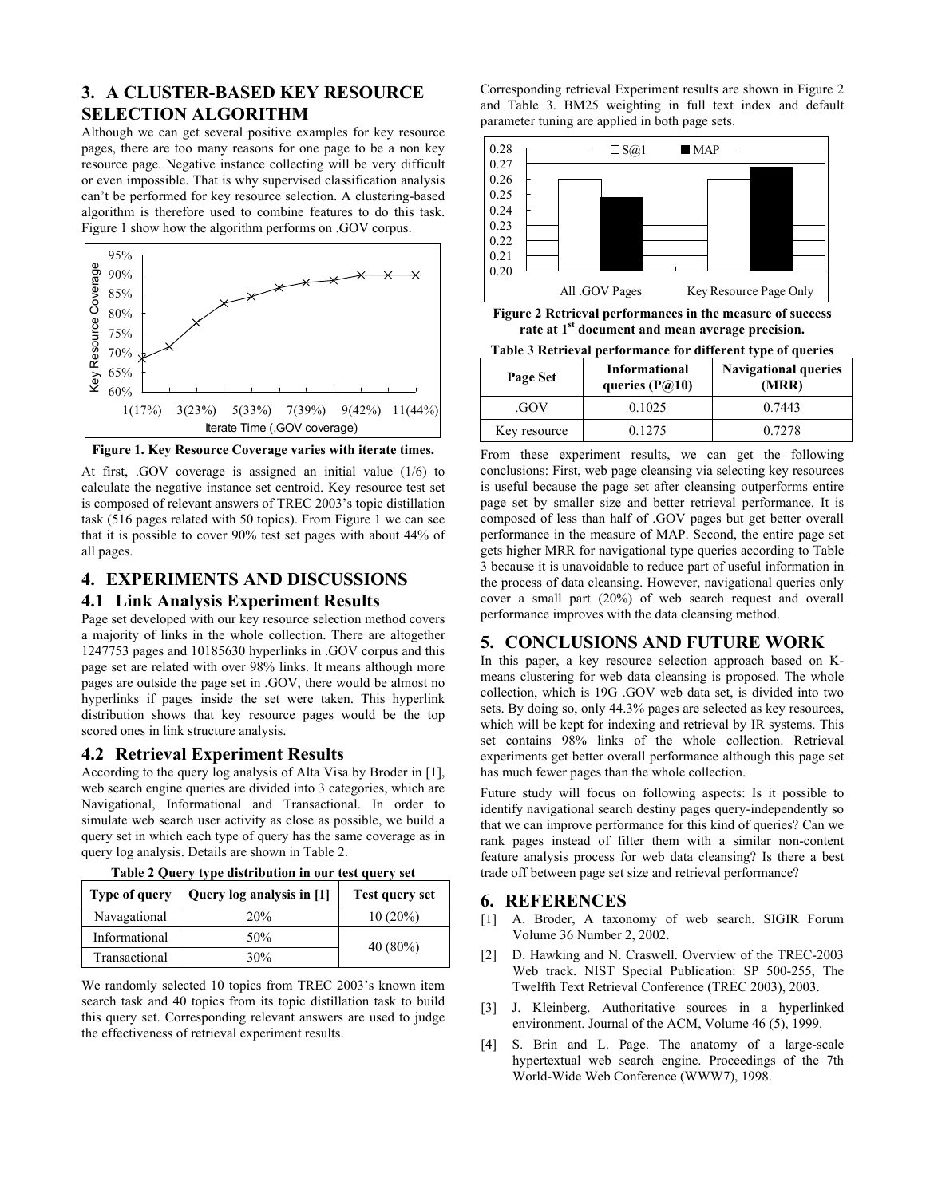## 3. A CLUSTER-BASED KEY RESOURCE SELECTION ALGORITHM

Although we can get several positive examples for key resource pages, there are too many reasons for one page to be a non key resource page. Negative instance collecting will be very difficult or even impossible. That is why supervised classification analysis can't be performed for key resource selection. A clustering-based algorithm is therefore used to combine features to do this task. Figure 1 show how the algorithm performs on .GOV corpus.

Key Resource Coverage

95%
90%
85%
80%
75%
70%
65%
60%

1(17%) 3(23%) 5(33%) 7(39%) 9(42%) 11(44%)

Iterate Time (.GOV coverage)

**Figure 1. Key Resource Coverage varies with iterate times.**

At first, .GOV coverage is assigned an initial value (1/6) to calculate the negative instance set centroid. Key resource test set is composed of relevant answers of TREC 2003's topic distillation task (516 pages related with 50 topics). From Figure 1 we can see that it is possible to cover 90% test set pages with about 44% of all pages.

## 4. EXPERIMENTS AND DISCUSSIONS

### 4.1 Link Analysis Experiment Results

Page set developed with our key resource selection method covers a majority of links in the whole collection. There are altogether 1247753 pages and 10185630 hyperlinks in .GOV corpus and this page set are related with over 98% links. It means although more pages are outside the page set in .GOV, there would be almost no hyperlinks if pages inside the set were taken. This hyperlink distribution shows that key resource pages would be the top scored ones in link structure analysis.

### 4.2 Retrieval Experiment Results

According to the query log analysis of Alta Visa by Broder in [1], web search engine queries are divided into 3 categories, which are Navigational, Informational and Transactional. In order to simulate web search user activity as close as possible, we build a query set in which each type of query has the same coverage as in query log analysis. Details are shown in Table 2.

**Table 2 Query type distribution in our test query set**

| Type of query | Query log analysis in [1] | Test query set |
|---|---|---|
| Navagational | 20% | 10 (20%) |
| Informational | 50% | 40 (80%) |
| Transactional | 30% | |

We randomly selected 10 topics from TREC 2003's known item search task and 40 topics from its topic distillation task to build this query set. Corresponding relevant answers are used to judge the effectiveness of retrieval experiment results.

Corresponding retrieval Experiment results are shown in Figure 2 and Table 3. BM25 weighting in full text index and default parameter tuning are applied in both page sets.

S@1 MAP

0.28
0.27
0.26
0.25
0.24
0.23
0.22
0.21
0.20

All .GOV Pages Key Resource Page Only

**Figure 2 Retrieval performances in the measure of success rate at 1st document and mean average precision.**

**Table 3 Retrieval performance for different type of queries**

| Page Set | Informational queries (P@10) | Navigational queries (MRR) |
|---|---|---|
| .GOV | 0.1025 | 0.7443 |
| Key resource | 0.1275 | 0.7278 |

From these experiment results, we can get the following conclusions: First, web page cleansing via selecting key resources is useful because the page set after cleansing outperforms entire page set by smaller size and better retrieval performance. It is composed of less than half of .GOV pages but get better overall performance in the measure of MAP. Second, the entire page set gets higher MRR for navigational type queries according to Table 3 because it is unavoidable to reduce part of useful information in the process of data cleansing. However, navigational queries only cover a small part (20%) of web search request and overall performance improves with the data cleansing method.

## 5. CONCLUSIONS AND FUTURE WORK

In this paper, a key resource selection approach based on K-means clustering for web data cleansing is proposed. The whole collection, which is 19G .GOV web data set, is divided into two sets. By doing so, only 44.3% pages are selected as key resources, which will be kept for indexing and retrieval by IR systems. This set contains 98% links of the whole collection. Retrieval experiments get better overall performance although this page set has much fewer pages than the whole collection.

Future study will focus on following aspects: Is it possible to identify navigational search destiny pages query-independently so that we can improve performance for this kind of queries? Can we rank pages instead of filter them with a similar non-content feature analysis process for web data cleansing? Is there a best trade off between page set size and retrieval performance?

## 6. REFERENCES

[1] A. Broder, A taxonomy of web search. SIGIR Forum Volume 36 Number 2, 2002.

[2] D. Hawking and N. Craswell. Overview of the TREC-2003 Web track. NIST Special Publication: SP 500-255, The Twelfth Text Retrieval Conference (TREC 2003), 2003.

[3] J. Kleinberg. Authoritative sources in a hyperlinked environment. Journal of the ACM, Volume 46 (5), 1999.

[4] S. Brin and L. Page. The anatomy of a large-scale hypertextual web search engine. Proceedings of the 7th World-Wide Web Conference (WWW7), 1998.